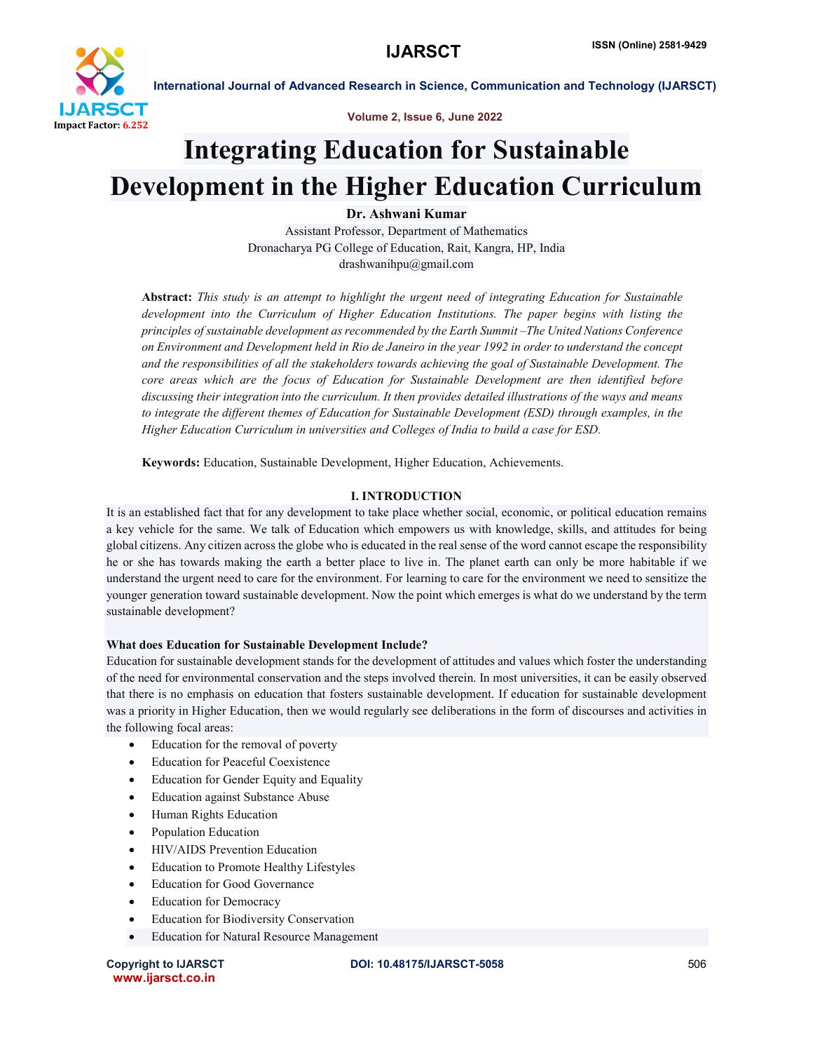# Integrating Education for Sustainable Development in the Higher Education Curriculum

**Dr. Ashwani Kumar**

Assistant Professor, Department of Mathematics
Dronacharya PG College of Education, Rait, Kangra, HP, India
drashwanihpu@gmail.com

**Abstract:** *This study is an attempt to highlight the urgent need of integrating Education for Sustainable development into the Curriculum of Higher Education Institutions. The paper begins with listing the principles of sustainable development as recommended by the Earth Summit –The United Nations Conference on Environment and Development held in Rio de Janeiro in the year 1992 in order to understand the concept and the responsibilities of all the stakeholders towards achieving the goal of Sustainable Development. The core areas which are the focus of Education for Sustainable Development are then identified before discussing their integration into the curriculum. It then provides detailed illustrations of the ways and means to integrate the different themes of Education for Sustainable Development (ESD) through examples, in the Higher Education Curriculum in universities and Colleges of India to build a case for ESD.*

**Keywords:** Education, Sustainable Development, Higher Education, Achievements.

## I. INTRODUCTION

It is an established fact that for any development to take place whether social, economic, or political education remains a key vehicle for the same. We talk of Education which empowers us with knowledge, skills, and attitudes for being global citizens. Any citizen across the globe who is educated in the real sense of the word cannot escape the responsibility he or she has towards making the earth a better place to live in. The planet earth can only be more habitable if we understand the urgent need to care for the environment. For learning to care for the environment we need to sensitize the younger generation toward sustainable development. Now the point which emerges is what do we understand by the term sustainable development?

### What does Education for Sustainable Development Include?

Education for sustainable development stands for the development of attitudes and values which foster the understanding of the need for environmental conservation and the steps involved therein. In most universities, it can be easily observed that there is no emphasis on education that fosters sustainable development. If education for sustainable development was a priority in Higher Education, then we would regularly see deliberations in the form of discourses and activities in the following focal areas:

- Education for the removal of poverty
- Education for Peaceful Coexistence
- Education for Gender Equity and Equality
- Education against Substance Abuse
- Human Rights Education
- Population Education
- HIV/AIDS Prevention Education
- Education to Promote Healthy Lifestyles
- Education for Good Governance
- Education for Democracy
- Education for Biodiversity Conservation
- Education for Natural Resource Management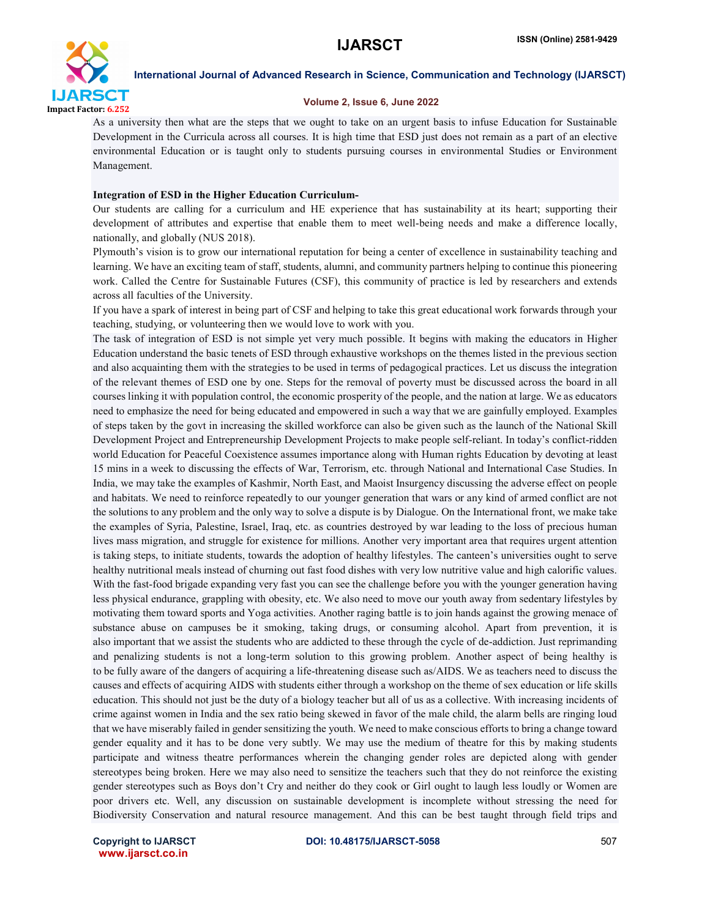As a university then what are the steps that we ought to take on an urgent basis to infuse Education for Sustainable Development in the Curricula across all courses. It is high time that ESD just does not remain as a part of an elective environmental Education or is taught only to students pursuing courses in environmental Studies or Environment Management.

**Integration of ESD in the Higher Education Curriculum-**

Our students are calling for a curriculum and HE experience that has sustainability at its heart; supporting their development of attributes and expertise that enable them to meet well-being needs and make a difference locally, nationally, and globally (NUS 2018).

Plymouth's vision is to grow our international reputation for being a center of excellence in sustainability teaching and learning. We have an exciting team of staff, students, alumni, and community partners helping to continue this pioneering work. Called the Centre for Sustainable Futures (CSF), this community of practice is led by researchers and extends across all faculties of the University.

If you have a spark of interest in being part of CSF and helping to take this great educational work forwards through your teaching, studying, or volunteering then we would love to work with you.

The task of integration of ESD is not simple yet very much possible. It begins with making the educators in Higher Education understand the basic tenets of ESD through exhaustive workshops on the themes listed in the previous section and also acquainting them with the strategies to be used in terms of pedagogical practices. Let us discuss the integration of the relevant themes of ESD one by one. Steps for the removal of poverty must be discussed across the board in all courses linking it with population control, the economic prosperity of the people, and the nation at large. We as educators need to emphasize the need for being educated and empowered in such a way that we are gainfully employed. Examples of steps taken by the govt in increasing the skilled workforce can also be given such as the launch of the National Skill Development Project and Entrepreneurship Development Projects to make people self-reliant. In today's conflict-ridden world Education for Peaceful Coexistence assumes importance along with Human rights Education by devoting at least 15 mins in a week to discussing the effects of War, Terrorism, etc. through National and International Case Studies. In India, we may take the examples of Kashmir, North East, and Maoist Insurgency discussing the adverse effect on people and habitats. We need to reinforce repeatedly to our younger generation that wars or any kind of armed conflict are not the solutions to any problem and the only way to solve a dispute is by Dialogue. On the International front, we make take the examples of Syria, Palestine, Israel, Iraq, etc. as countries destroyed by war leading to the loss of precious human lives mass migration, and struggle for existence for millions. Another very important area that requires urgent attention is taking steps, to initiate students, towards the adoption of healthy lifestyles. The canteen's universities ought to serve healthy nutritional meals instead of churning out fast food dishes with very low nutritive value and high calorific values. With the fast-food brigade expanding very fast you can see the challenge before you with the younger generation having less physical endurance, grappling with obesity, etc. We also need to move our youth away from sedentary lifestyles by motivating them toward sports and Yoga activities. Another raging battle is to join hands against the growing menace of substance abuse on campuses be it smoking, taking drugs, or consuming alcohol. Apart from prevention, it is also important that we assist the students who are addicted to these through the cycle of de-addiction. Just reprimanding and penalizing students is not a long-term solution to this growing problem. Another aspect of being healthy is to be fully aware of the dangers of acquiring a life-threatening disease such as/AIDS. We as teachers need to discuss the causes and effects of acquiring AIDS with students either through a workshop on the theme of sex education or life skills education. This should not just be the duty of a biology teacher but all of us as a collective. With increasing incidents of crime against women in India and the sex ratio being skewed in favor of the male child, the alarm bells are ringing loud that we have miserably failed in gender sensitizing the youth. We need to make conscious efforts to bring a change toward gender equality and it has to be done very subtly. We may use the medium of theatre for this by making students participate and witness theatre performances wherein the changing gender roles are depicted along with gender stereotypes being broken. Here we may also need to sensitize the teachers such that they do not reinforce the existing gender stereotypes such as Boys don't Cry and neither do they cook or Girl ought to laugh less loudly or Women are poor drivers etc. Well, any discussion on sustainable development is incomplete without stressing the need for Biodiversity Conservation and natural resource management. And this can be best taught through field trips and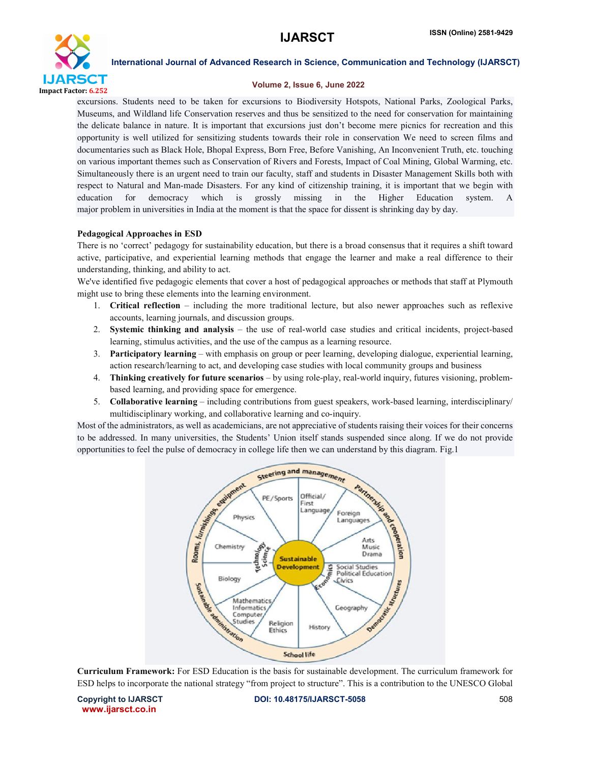excursions. Students need to be taken for excursions to Biodiversity Hotspots, National Parks, Zoological Parks, Museums, and Wildland life Conservation reserves and thus be sensitized to the need for conservation for maintaining the delicate balance in nature. It is important that excursions just don't become mere picnics for recreation and this opportunity is well utilized for sensitizing students towards their role in conservation We need to screen films and documentaries such as Black Hole, Bhopal Express, Born Free, Before Vanishing, An Inconvenient Truth, etc. touching on various important themes such as Conservation of Rivers and Forests, Impact of Coal Mining, Global Warming, etc. Simultaneously there is an urgent need to train our faculty, staff and students in Disaster Management Skills both with respect to Natural and Man-made Disasters. For any kind of citizenship training, it is important that we begin with education for democracy which is grossly missing in the Higher Education system. A major problem in universities in India at the moment is that the space for dissent is shrinking day by day.

**Pedagogical Approaches in ESD**

There is no 'correct' pedagogy for sustainability education, but there is a broad consensus that it requires a shift toward active, participative, and experiential learning methods that engage the learner and make a real difference to their understanding, thinking, and ability to act.

We've identified five pedagogic elements that cover a host of pedagogical approaches or methods that staff at Plymouth might use to bring these elements into the learning environment.

1. **Critical reflection** – including the more traditional lecture, but also newer approaches such as reflexive accounts, learning journals, and discussion groups.
2. **Systemic thinking and analysis** – the use of real-world case studies and critical incidents, project-based learning, stimulus activities, and the use of the campus as a learning resource.
3. **Participatory learning** – with emphasis on group or peer learning, developing dialogue, experiential learning, action research/learning to act, and developing case studies with local community groups and business
4. **Thinking creatively for future scenarios** – by using role-play, real-world inquiry, futures visioning, problem-based learning, and providing space for emergence.
5. **Collaborative learning** – including contributions from guest speakers, work-based learning, interdisciplinary/ multidisciplinary working, and collaborative learning and co-inquiry.

Most of the administrators, as well as academicians, are not appreciative of students raising their voices for their concerns to be addressed. In many universities, the Students' Union itself stands suspended since along. If we do not provide opportunities to feel the pulse of democracy in college life then we can understand by this diagram. Fig.1

Steering and management
Partnership and cooperation
Democratic structures
School life
Sustainable administration
Rooms, furnishings, equipment
Sustainable Development
PE/Sports
Official/ First Language
Foreign Languages
Arts Music Drama
Social Studies Political Education Civics
Geography
History
Religion Ethics
Mathematics Informatics Computer Studies
Biology
Chemistry
Physics
Technology Science
Economics

**Curriculum Framework:** For ESD Education is the basis for sustainable development. The curriculum framework for ESD helps to incorporate the national strategy "from project to structure". This is a contribution to the UNESCO Global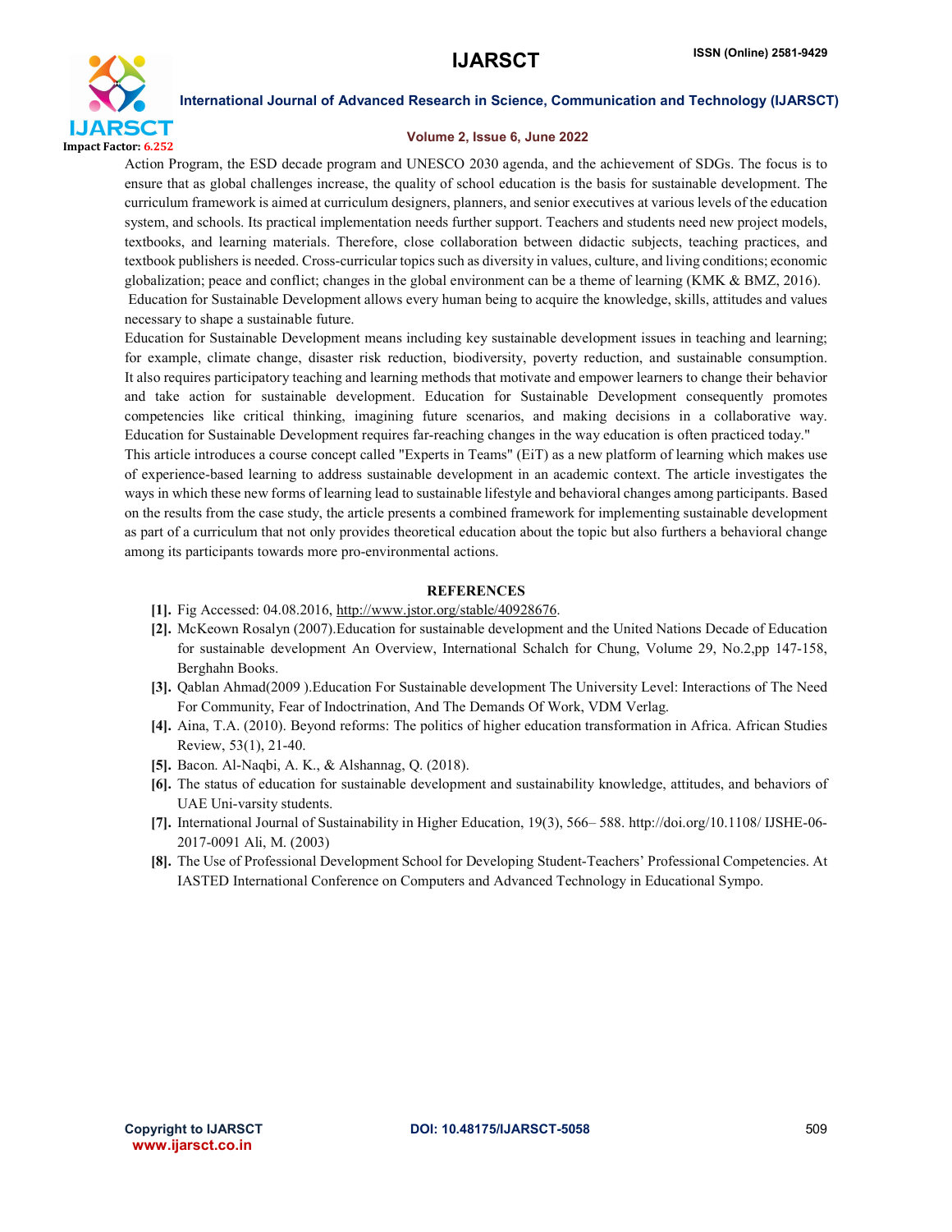Action Program, the ESD decade program and UNESCO 2030 agenda, and the achievement of SDGs. The focus is to ensure that as global challenges increase, the quality of school education is the basis for sustainable development. The curriculum framework is aimed at curriculum designers, planners, and senior executives at various levels of the education system, and schools. Its practical implementation needs further support. Teachers and students need new project models, textbooks, and learning materials. Therefore, close collaboration between didactic subjects, teaching practices, and textbook publishers is needed. Cross-curricular topics such as diversity in values, culture, and living conditions; economic globalization; peace and conflict; changes in the global environment can be a theme of learning (KMK & BMZ, 2016).

Education for Sustainable Development allows every human being to acquire the knowledge, skills, attitudes and values necessary to shape a sustainable future.

Education for Sustainable Development means including key sustainable development issues in teaching and learning; for example, climate change, disaster risk reduction, biodiversity, poverty reduction, and sustainable consumption. It also requires participatory teaching and learning methods that motivate and empower learners to change their behavior and take action for sustainable development. Education for Sustainable Development consequently promotes competencies like critical thinking, imagining future scenarios, and making decisions in a collaborative way. Education for Sustainable Development requires far-reaching changes in the way education is often practiced today."

This article introduces a course concept called "Experts in Teams" (EiT) as a new platform of learning which makes use of experience-based learning to address sustainable development in an academic context. The article investigates the ways in which these new forms of learning lead to sustainable lifestyle and behavioral changes among participants. Based on the results from the case study, the article presents a combined framework for implementing sustainable development as part of a curriculum that not only provides theoretical education about the topic but also furthers a behavioral change among its participants towards more pro-environmental actions.

## REFERENCES

- **[1].** Fig Accessed: 04.08.2016, http://www.jstor.org/stable/40928676.
- **[2].** McKeown Rosalyn (2007).Education for sustainable development and the United Nations Decade of Education for sustainable development An Overview, International Schalch for Chung, Volume 29, No.2,pp 147-158, Berghahn Books.
- **[3].** Qablan Ahmad(2009 ).Education For Sustainable development The University Level: Interactions of The Need For Community, Fear of Indoctrination, And The Demands Of Work, VDM Verlag.
- **[4].** Aina, T.A. (2010). Beyond reforms: The politics of higher education transformation in Africa. African Studies Review, 53(1), 21-40.
- **[5].** Bacon. Al-Naqbi, A. K., & Alshannag, Q. (2018).
- **[6].** The status of education for sustainable development and sustainability knowledge, attitudes, and behaviors of UAE Uni-varsity students.
- **[7].** International Journal of Sustainability in Higher Education, 19(3), 566– 588. http://doi.org/10.1108/ IJSHE-06-2017-0091 Ali, M. (2003)
- **[8].** The Use of Professional Development School for Developing Student-Teachers' Professional Competencies. At IASTED International Conference on Computers and Advanced Technology in Educational Sympo.